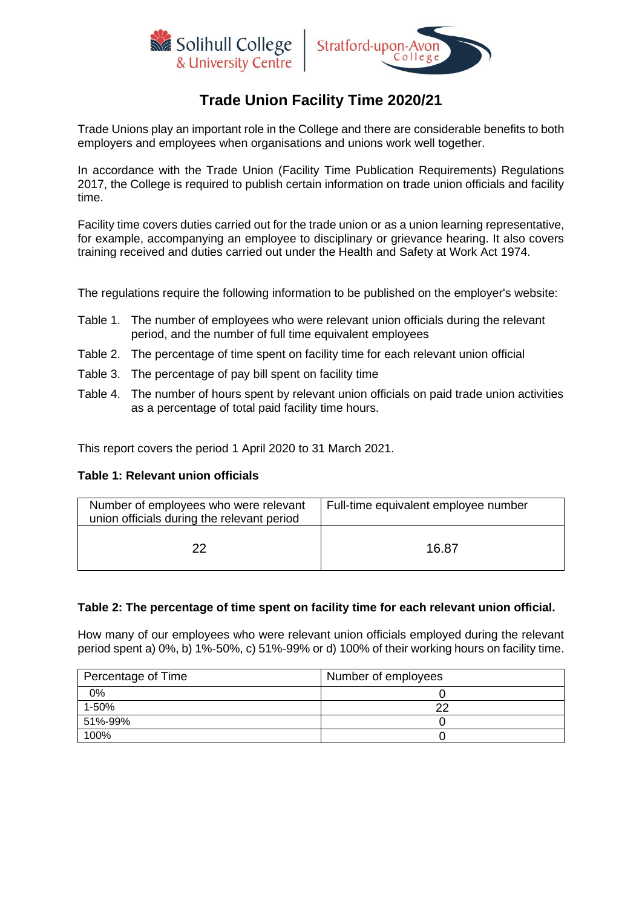# Trade Union Facility Time 2020/21

Trade Unions play an important role in the College and there are considerable benefits to both employers and employees when organisations and unions work well together.

In accordance with the Trade Union (Facility Time Publication Requirements) Regulations 2017, the College is required to publish certain information on trade union officials and facility time.

Facility time covers duties carried out for the trade union or as a union learning representative, for example, accompanying an employee to disciplinary or grievance hearing. It also covers training received and duties carried out under the Health and Safety at Work Act 1974.

The regulations require the following information to be published on the employer's website:

- Table 1. The number of employees who were relevant union officials during the relevant period, and the number of full time equivalent employees
- Table 2. The percentage of time spent on facility time for each relevant union official
- Table 3. The percentage of pay bill spent on facility time
- Table 4. The number of hours spent by relevant union officials on paid trade union activities as a percentage of total paid facility time hours.

This report covers the period 1 April 2020 to 31 March 2021.

**Table 1: Relevant union officials**

| Number of employees who were relevant union officials during the relevant period | Full-time equivalent employee number |
|---|---|
| 22 | 16.87 |

**Table 2: The percentage of time spent on facility time for each relevant union official.**

How many of our employees who were relevant union officials employed during the relevant period spent a) 0%, b) 1%-50%, c) 51%-99% or d) 100% of their working hours on facility time.

| Percentage of Time | Number of employees |
|---|---|
| 0% | 0 |
| 1-50% | 22 |
| 51%-99% | 0 |
| 100% | 0 |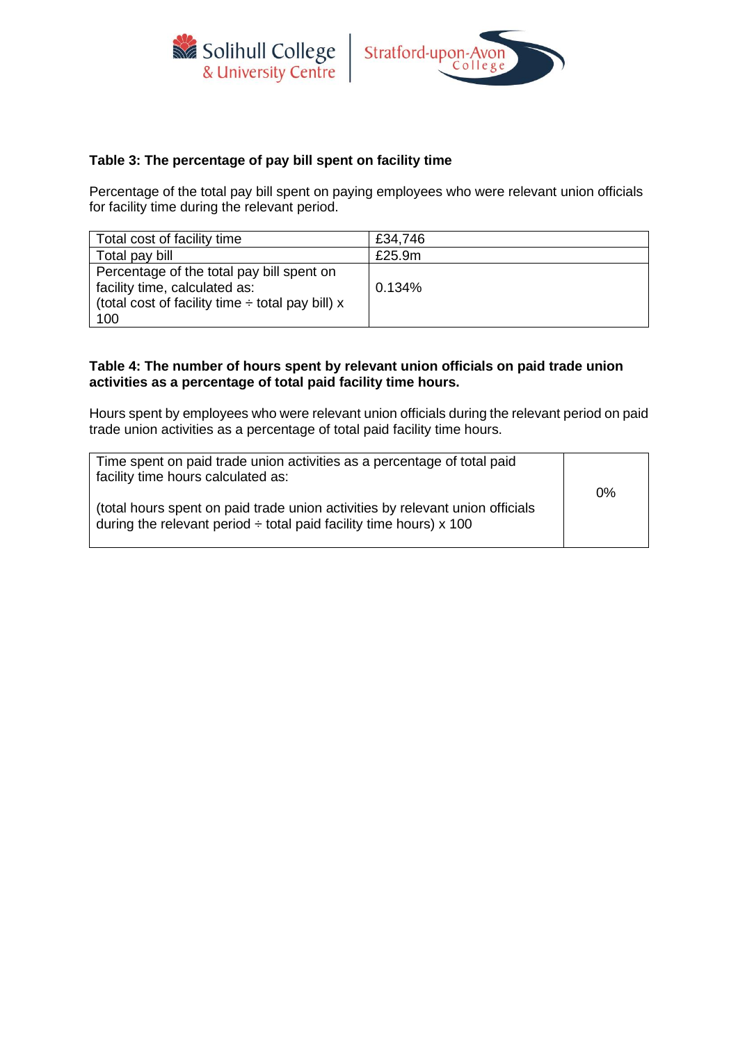**Table 3: The percentage of pay bill spent on facility time**

Percentage of the total pay bill spent on paying employees who were relevant union officials for facility time during the relevant period.

| | |
|---|---|
| Total cost of facility time | £34,746 |
| Total pay bill | £25.9m |
| Percentage of the total pay bill spent on facility time, calculated as: (total cost of facility time ÷ total pay bill) x 100 | 0.134% |

**Table 4: The number of hours spent by relevant union officials on paid trade union activities as a percentage of total paid facility time hours.**

Hours spent by employees who were relevant union officials during the relevant period on paid trade union activities as a percentage of total paid facility time hours.

| | |
|---|---|
| Time spent on paid trade union activities as a percentage of total paid facility time hours calculated as: (total hours spent on paid trade union activities by relevant union officials during the relevant period ÷ total paid facility time hours) x 100 | 0% |